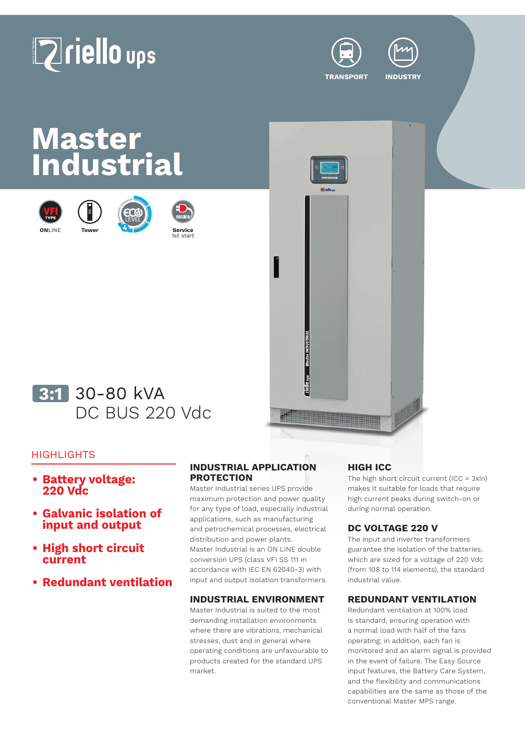riello ups

TRANSPORT INDUSTRY

# Master Industrial

ONLINE | Tower | Service 1st start

**3:1** 30-80 kVA
DC BUS 220 Vdc

## HIGHLIGHTS

- **Battery voltage: 220 Vdc**
- **Galvanic isolation of input and output**
- **High short circuit current**
- **Redundant ventilation**

### INDUSTRIAL APPLICATION PROTECTION

Master Industrial series UPS provide maximum protection and power quality for any type of load, especially industrial applications, such as manufacturing and petrochemical processes, electrical distribution and power plants.
Master Industrial is an ON LINE double conversion UPS (class VFI SS 111 in accordance with IEC EN 62040-3) with input and output isolation transformers.

### INDUSTRIAL ENVIRONMENT

Master Industrial is suited to the most demanding installation environments where there are vibrations, mechanical stresses, dust and in general where operating conditions are unfavourable to products created for the standard UPS market.

### HIGH ICC

The high short circuit current (ICC = 3xIn) makes it suitable for loads that require high current peaks during switch-on or during normal operation.

### DC VOLTAGE 220 V

The input and inverter transformers guarantee the isolation of the batteries, which are sized for a voltage of 220 Vdc (from 108 to 114 elements), the standard industrial value.

### REDUNDANT VENTILATION

Redundant ventilation at 100% load is standard, ensuring operation with a normal load with half of the fans operating; in addition, each fan is monitored and an alarm signal is provided in the event of failure. The Easy Source input features, the Battery Care System, and the flexibility and communications capabilities are the same as those of the conventional Master MPS range.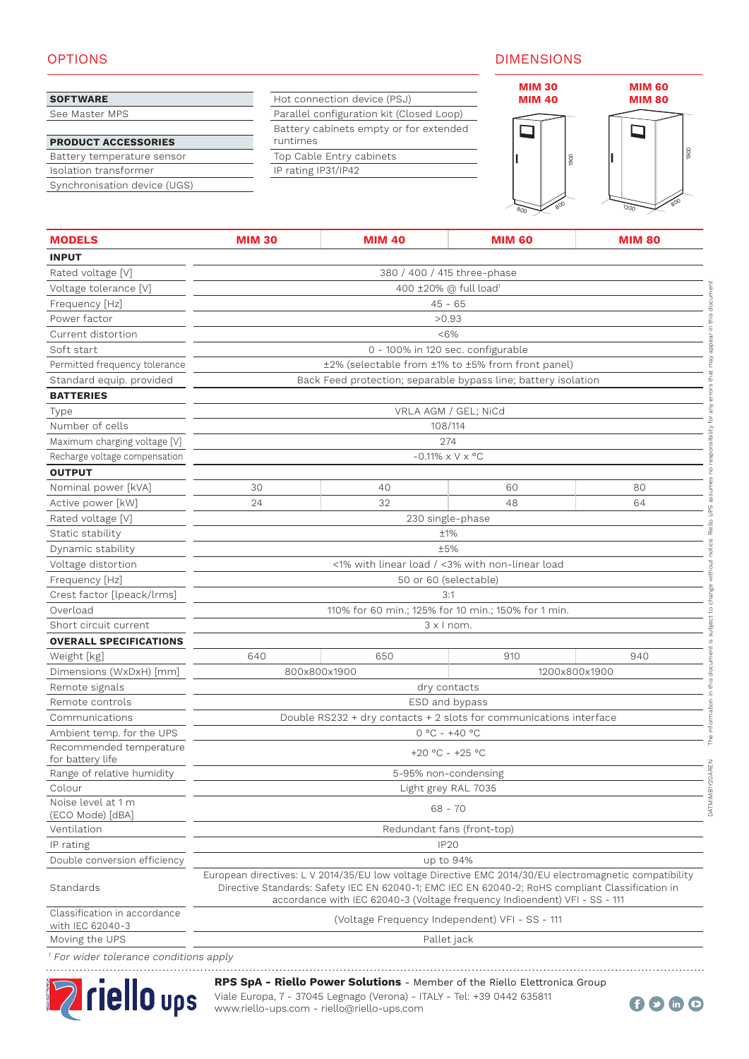## OPTIONS

| SOFTWARE |
|---|
| See Master MPS |

| PRODUCT ACCESSORIES |
|---|
| Battery temperature sensor |
| Isolation transformer |
| Synchronisation device (UGS) |
| Hot connection device (PSJ) |
| Parallel configuration kit (Closed Loop) |
| Battery cabinets empty or for extended runtimes |
| Top Cable Entry cabinets |
| IP rating IP31/IP42 |

## DIMENSIONS

**MIM 30**
**MIM 40**

1900
800
800

**MIM 60**
**MIM 80**

1900
1200
800

| MODELS | MIM 30 | MIM 40 | MIM 60 | MIM 80 |
|---|---|---|---|---|
| **INPUT** | | | | |
| Rated voltage [V] | 380 / 400 / 415 three-phase | | | |
| Voltage tolerance [V] | 400 ±20% @ full load[1] | | | |
| Frequency [Hz] | 45 - 65 | | | |
| Power factor | >0.93 | | | |
| Current distortion | <6% | | | |
| Soft start | 0 - 100% in 120 sec. configurable | | | |
| Permitted frequency tolerance | ±2% (selectable from ±1% to ±5% from front panel) | | | |
| Standard equip. provided | Back Feed protection; separable bypass line; battery isolation | | | |
| **BATTERIES** | | | | |
| Type | VRLA AGM / GEL; NiCd | | | |
| Number of cells | 108/114 | | | |
| Maximum charging voltage [V] | 274 | | | |
| Recharge voltage compensation | -0.11% x V x °C | | | |
| **OUTPUT** | | | | |
| Nominal power [kVA] | 30 | 40 | 60 | 80 |
| Active power [kW] | 24 | 32 | 48 | 64 |
| Rated voltage [V] | 230 single-phase | | | |
| Static stability | ±1% | | | |
| Dynamic stability | ±5% | | | |
| Voltage distortion | <1% with linear load / <3% with non-linear load | | | |
| Frequency [Hz] | 50 or 60 (selectable) | | | |
| Crest factor [Ipeack/Irms] | 3:1 | | | |
| Overload | 110% for 60 min.; 125% for 10 min.; 150% for 1 min. | | | |
| Short circuit current | 3 x I nom. | | | |
| **OVERALL SPECIFICATIONS** | | | | |
| Weight [kg] | 640 | 650 | 910 | 940 |
| Dimensions (WxDxH) [mm] | 800x800x1900 | | 1200x800x1900 | |
| Remote signals | dry contacts | | | |
| Remote controls | ESD and bypass | | | |
| Communications | Double RS232 + dry contacts + 2 slots for communications interface | | | |
| Ambient temp. for the UPS | 0 °C - +40 °C | | | |
| Recommended temperature for battery life | +20 °C - +25 °C | | | |
| Range of relative humidity | 5-95% non-condensing | | | |
| Colour | Light grey RAL 7035 | | | |
| Noise level at 1 m (ECO Mode) [dBA] | 68 - 70 | | | |
| Ventilation | Redundant fans (front-top) | | | |
| IP rating | IP20 | | | |
| Double conversion efficiency | up to 94% | | | |
| Standards | European directives: L V 2014/35/EU low voltage Directive EMC 2014/30/EU electromagnetic compatibility Directive Standards: Safety IEC EN 62040-1; EMC IEC EN 62040-2; RoHS compliant Classification in accordance with IEC 62040-3 (Voltage frequency Indioendent) VFI - SS - 111 | | | |
| Classification in accordance with IEC 62040-3 | (Voltage Frequency Independent) VFI - SS - 111 | | | |
| Moving the UPS | Pallet jack | | | |

[1] *For wider tolerance conditions apply*

The information in this document is subject to change without notice. Riello UPS assumes no responsibility for any errors that may appear in this document.

DATMIMBIY20AREN

**RPS SpA - Riello Power Solutions** - Member of the Riello Elettronica Group
Viale Europa, 7 - 37045 Legnago (Verona) - ITALY - Tel: +39 0442 635811
www.riello-ups.com - riello@riello-ups.com